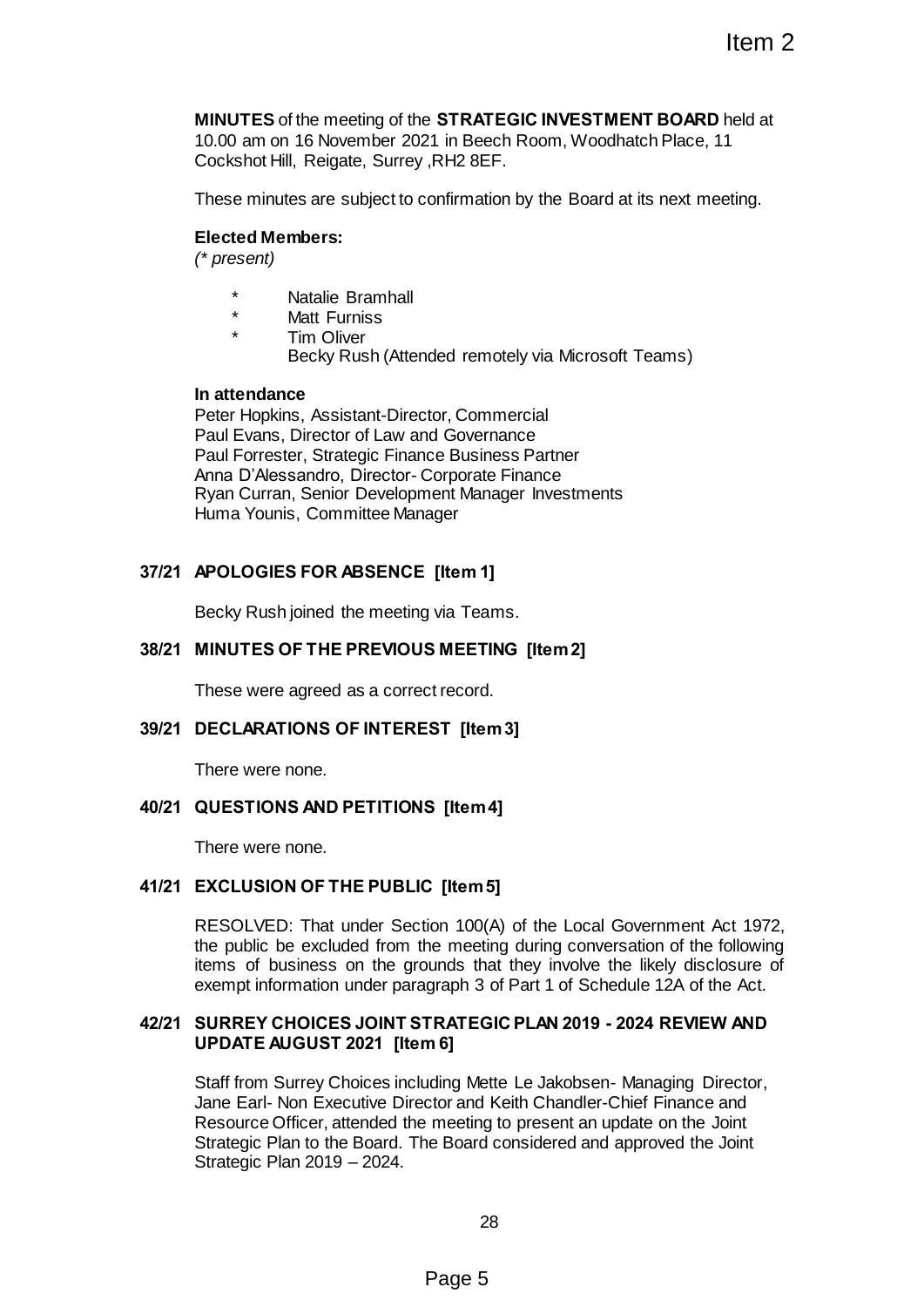**MINUTES** of the meeting of the **STRATEGIC INVESTMENT BOARD** held at 10.00 am on 16 November 2021 in Beech Room, Woodhatch Place, 11 Cockshot Hill, Reigate, Surrey ,RH2 8EF.

These minutes are subject to confirmation by the Board at its next meeting.

**Elected Members:**
*(\* present)*

- \* Natalie Bramhall
- \* Matt Furniss
- \* Tim Oliver
- Becky Rush (Attended remotely via Microsoft Teams)

**In attendance**
Peter Hopkins, Assistant-Director, Commercial
Paul Evans, Director of Law and Governance
Paul Forrester, Strategic Finance Business Partner
Anna D'Alessandro, Director- Corporate Finance
Ryan Curran, Senior Development Manager Investments
Huma Younis, Committee Manager

## 37/21 APOLOGIES FOR ABSENCE [Item 1]

Becky Rush joined the meeting via Teams.

## 38/21 MINUTES OF THE PREVIOUS MEETING [Item 2]

These were agreed as a correct record.

## 39/21 DECLARATIONS OF INTEREST [Item 3]

There were none.

## 40/21 QUESTIONS AND PETITIONS [Item 4]

There were none.

## 41/21 EXCLUSION OF THE PUBLIC [Item 5]

RESOLVED: That under Section 100(A) of the Local Government Act 1972, the public be excluded from the meeting during conversation of the following items of business on the grounds that they involve the likely disclosure of exempt information under paragraph 3 of Part 1 of Schedule 12A of the Act.

## 42/21 SURREY CHOICES JOINT STRATEGIC PLAN 2019 - 2024 REVIEW AND UPDATE AUGUST 2021 [Item 6]

Staff from Surrey Choices including Mette Le Jakobsen- Managing Director, Jane Earl- Non Executive Director and Keith Chandler-Chief Finance and Resource Officer, attended the meeting to present an update on the Joint Strategic Plan to the Board. The Board considered and approved the Joint Strategic Plan 2019 – 2024.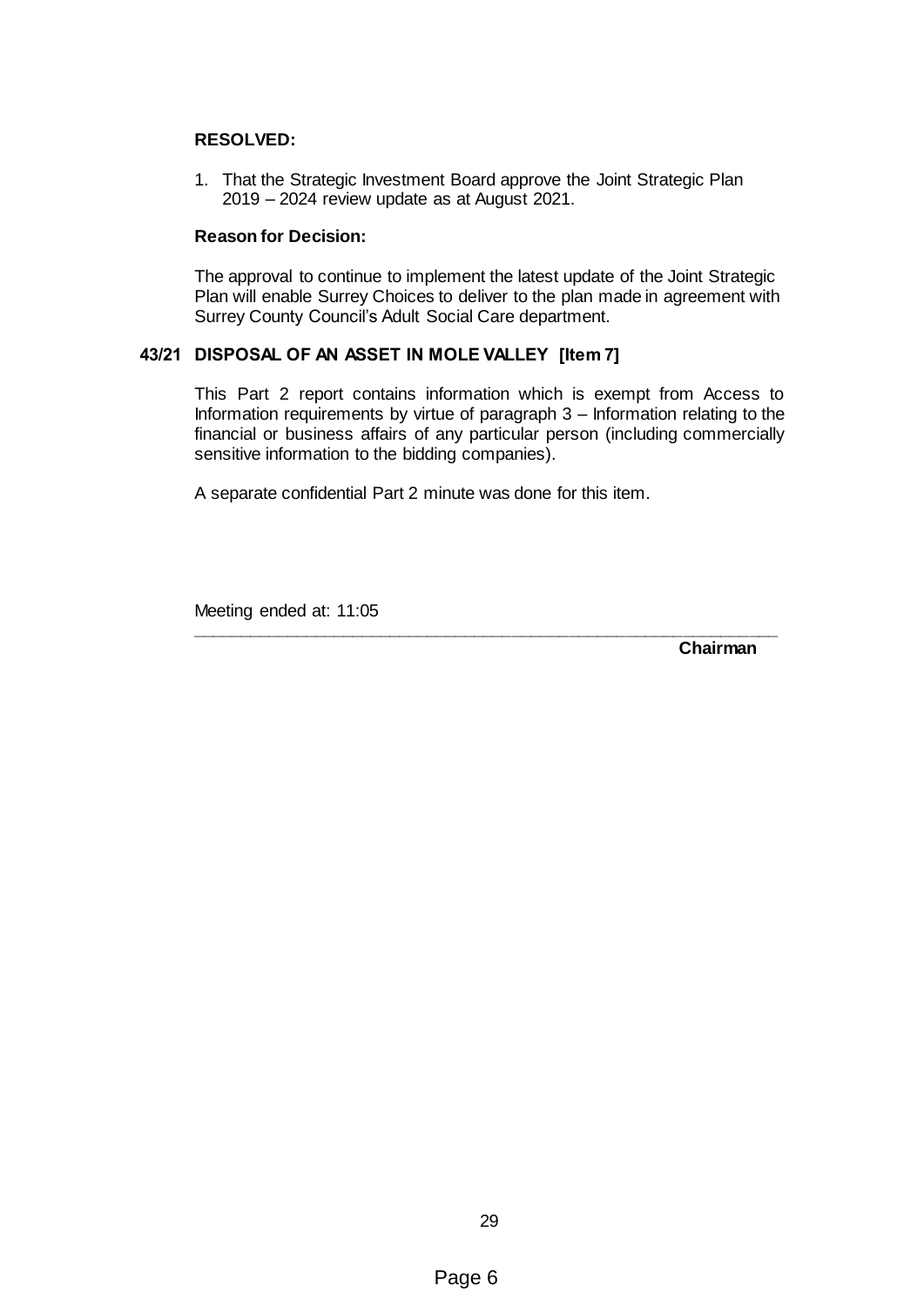**RESOLVED:**

1. That the Strategic Investment Board approve the Joint Strategic Plan 2019 – 2024 review update as at August 2021.

**Reason for Decision:**

The approval to continue to implement the latest update of the Joint Strategic Plan will enable Surrey Choices to deliver to the plan made in agreement with Surrey County Council's Adult Social Care department.

**43/21 DISPOSAL OF AN ASSET IN MOLE VALLEY [Item 7]**

This Part 2 report contains information which is exempt from Access to Information requirements by virtue of paragraph 3 – Information relating to the financial or business affairs of any particular person (including commercially sensitive information to the bidding companies).

A separate confidential Part 2 minute was done for this item.

Meeting ended at: 11:05

\_\_\_\_\_\_\_\_\_\_\_\_\_\_\_\_\_\_\_\_\_\_\_\_\_\_\_\_\_\_\_\_\_\_\_\_\_\_\_\_\_\_\_\_\_\_\_\_\_\_\_\_\_\_\_\_\_\_\_\_\_\_\_\_

**Chairman**